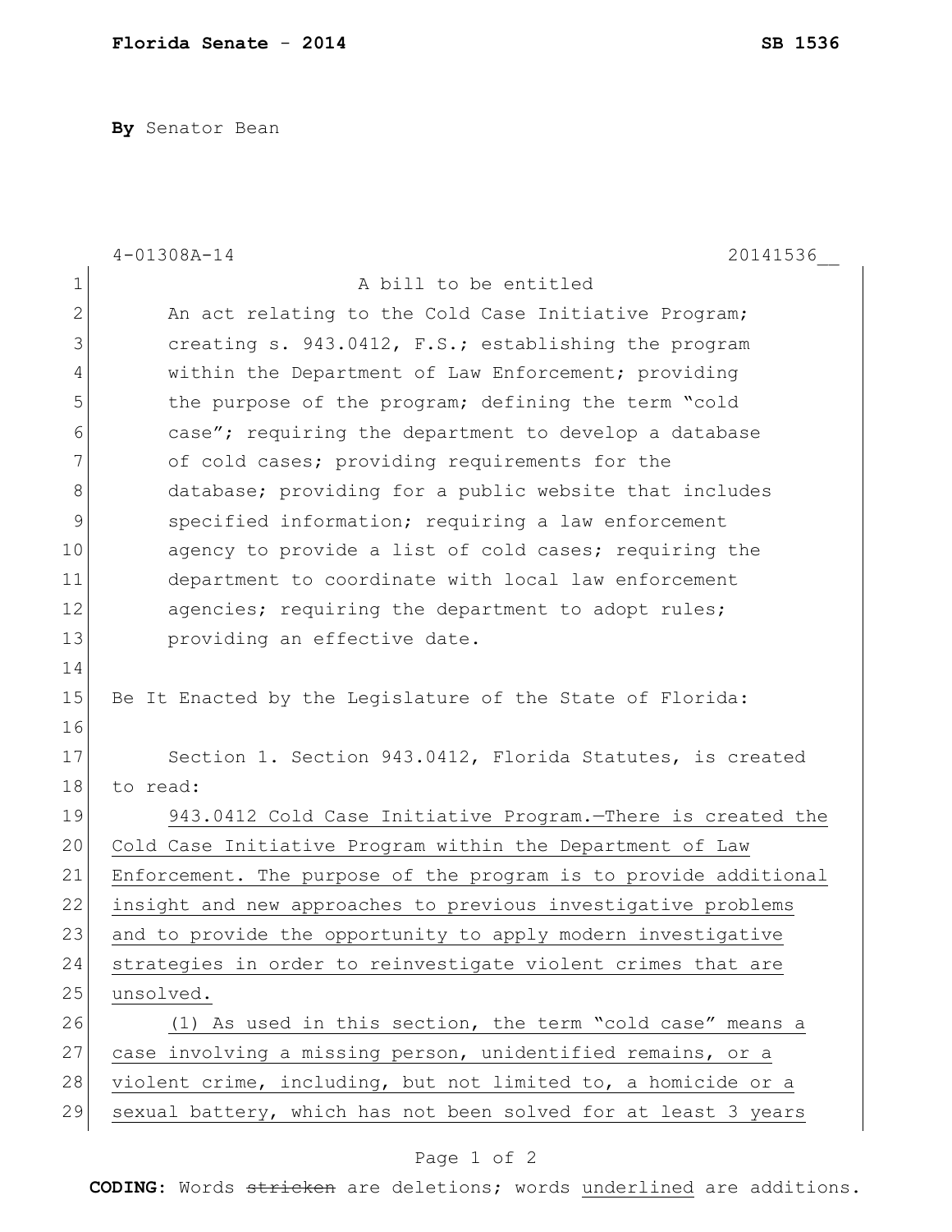**Florida Senate - 2014** **SB 1536**

**By** Senator Bean

4-01308A-14 20141536__

A bill to be entitled

An act relating to the Cold Case Initiative Program; creating s. 943.0412, F.S.; establishing the program within the Department of Law Enforcement; providing the purpose of the program; defining the term "cold case"; requiring the department to develop a database of cold cases; providing requirements for the database; providing for a public website that includes specified information; requiring a law enforcement agency to provide a list of cold cases; requiring the department to coordinate with local law enforcement agencies; requiring the department to adopt rules; providing an effective date.

Be It Enacted by the Legislature of the State of Florida:

Section 1. Section 943.0412, Florida Statutes, is created to read:

<u>943.0412 Cold Case Initiative Program.—There is created the Cold Case Initiative Program within the Department of Law Enforcement. The purpose of the program is to provide additional insight and new approaches to previous investigative problems and to provide the opportunity to apply modern investigative strategies in order to reinvestigate violent crimes that are unsolved.</u>

<u>(1) As used in this section, the term "cold case" means a case involving a missing person, unidentified remains, or a violent crime, including, but not limited to, a homicide or a sexual battery, which has not been solved for at least 3 years</u>

**CODING:** Words ~~stricken~~ are deletions; words <u>underlined</u> are additions.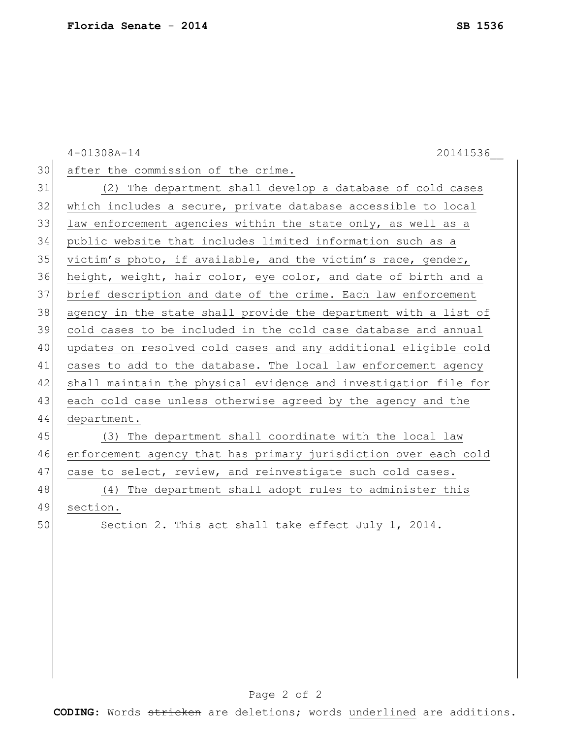4-01308A-14 20141536__

30 after the commission of the crime.

31 (2) The department shall develop a database of cold cases
32 which includes a secure, private database accessible to local
33 law enforcement agencies within the state only, as well as a
34 public website that includes limited information such as a
35 victim's photo, if available, and the victim's race, gender,
36 height, weight, hair color, eye color, and date of birth and a
37 brief description and date of the crime. Each law enforcement
38 agency in the state shall provide the department with a list of
39 cold cases to be included in the cold case database and annual
40 updates on resolved cold cases and any additional eligible cold
41 cases to add to the database. The local law enforcement agency
42 shall maintain the physical evidence and investigation file for
43 each cold case unless otherwise agreed by the agency and the
44 department.

45 (3) The department shall coordinate with the local law
46 enforcement agency that has primary jurisdiction over each cold
47 case to select, review, and reinvestigate such cold cases.

48 (4) The department shall adopt rules to administer this
49 section.

50 Section 2. This act shall take effect July 1, 2014.

**CODING:** Words ~~stricken~~ are deletions; words <u>underlined</u> are additions.